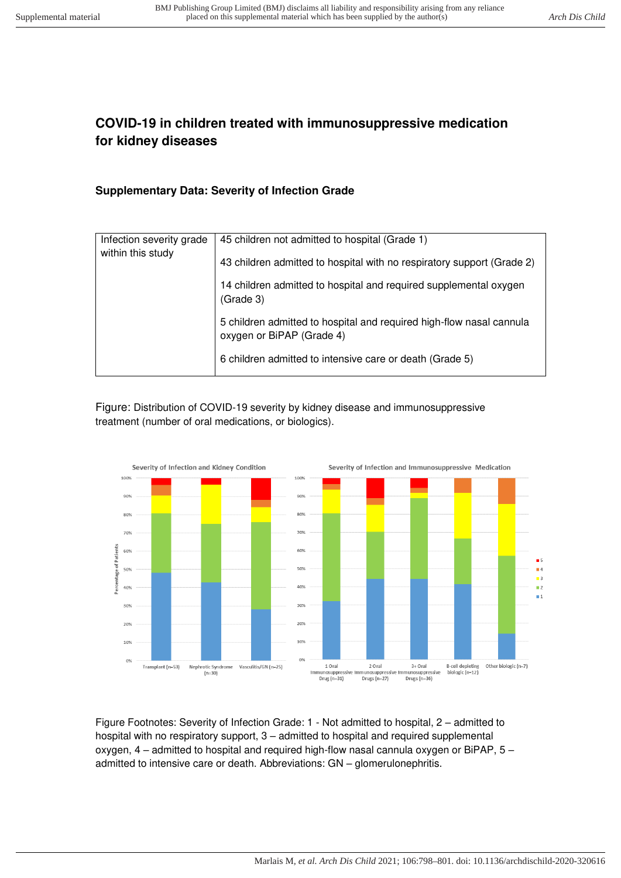# COVID-19 in children treated with immunosuppressive medication for kidney diseases

## Supplementary Data: Severity of Infection Grade

| Infection severity grade within this study | 45 children not admitted to hospital (Grade 1) |
|---|---|
| | 43 children admitted to hospital with no respiratory support (Grade 2) |
| | 14 children admitted to hospital and required supplemental oxygen (Grade 3) |
| | 5 children admitted to hospital and required high-flow nasal cannula oxygen or BiPAP (Grade 4) |
| | 6 children admitted to intensive care or death (Grade 5) |

Figure: Distribution of COVID-19 severity by kidney disease and immunosuppressive treatment (number of oral medications, or biologics).

Figure Footnotes: Severity of Infection Grade: 1 - Not admitted to hospital, 2 – admitted to hospital with no respiratory support, 3 – admitted to hospital and required supplemental oxygen, 4 – admitted to hospital and required high-flow nasal cannula oxygen or BiPAP, 5 – admitted to intensive care or death. Abbreviations: GN – glomerulonephritis.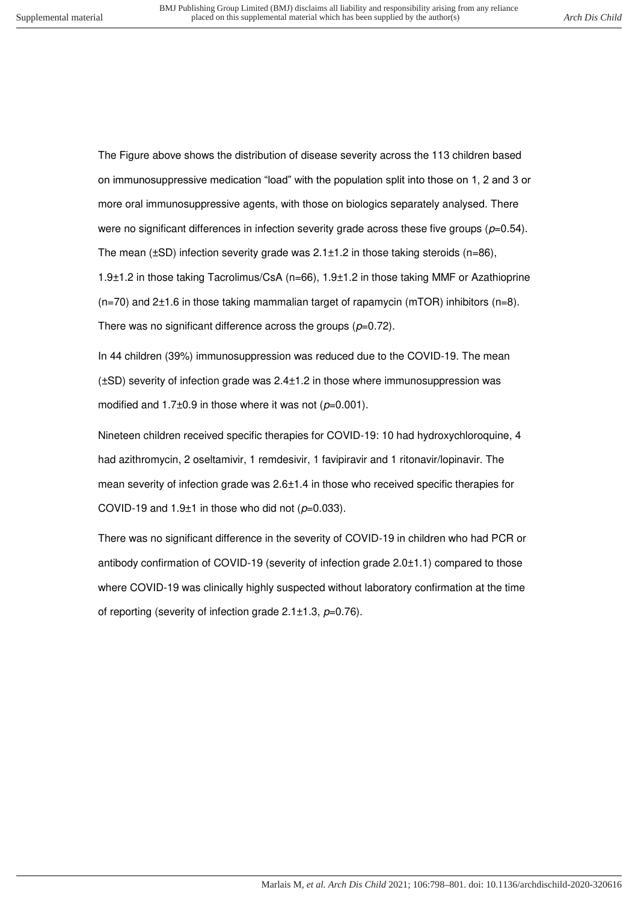The Figure above shows the distribution of disease severity across the 113 children based on immunosuppressive medication "load" with the population split into those on 1, 2 and 3 or more oral immunosuppressive agents, with those on biologics separately analysed. There were no significant differences in infection severity grade across these five groups ($p$=0.54). The mean (±SD) infection severity grade was 2.1±1.2 in those taking steroids (n=86), 1.9±1.2 in those taking Tacrolimus/CsA (n=66), 1.9±1.2 in those taking MMF or Azathioprine (n=70) and 2±1.6 in those taking mammalian target of rapamycin (mTOR) inhibitors (n=8). There was no significant difference across the groups ($p$=0.72).

In 44 children (39%) immunosuppression was reduced due to the COVID-19. The mean (±SD) severity of infection grade was 2.4±1.2 in those where immunosuppression was modified and 1.7±0.9 in those where it was not ($p$=0.001).

Nineteen children received specific therapies for COVID-19: 10 had hydroxychloroquine, 4 had azithromycin, 2 oseltamivir, 1 remdesivir, 1 favipiravir and 1 ritonavir/lopinavir. The mean severity of infection grade was 2.6±1.4 in those who received specific therapies for COVID-19 and 1.9±1 in those who did not ($p$=0.033).

There was no significant difference in the severity of COVID-19 in children who had PCR or antibody confirmation of COVID-19 (severity of infection grade 2.0±1.1) compared to those where COVID-19 was clinically highly suspected without laboratory confirmation at the time of reporting (severity of infection grade 2.1±1.3, $p$=0.76).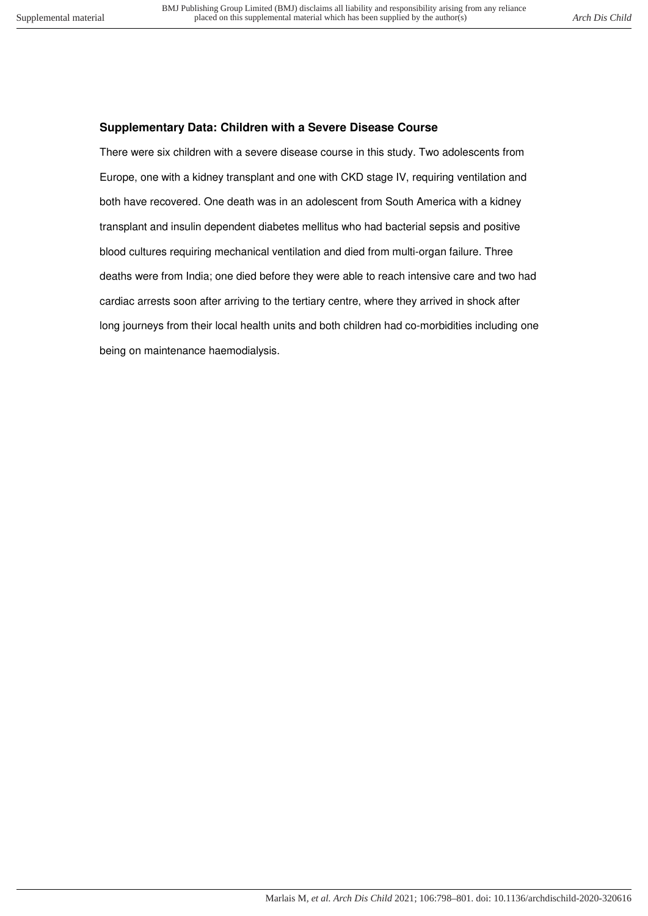### Supplementary Data: Children with a Severe Disease Course

There were six children with a severe disease course in this study. Two adolescents from Europe, one with a kidney transplant and one with CKD stage IV, requiring ventilation and both have recovered. One death was in an adolescent from South America with a kidney transplant and insulin dependent diabetes mellitus who had bacterial sepsis and positive blood cultures requiring mechanical ventilation and died from multi-organ failure. Three deaths were from India; one died before they were able to reach intensive care and two had cardiac arrests soon after arriving to the tertiary centre, where they arrived in shock after long journeys from their local health units and both children had co-morbidities including one being on maintenance haemodialysis.